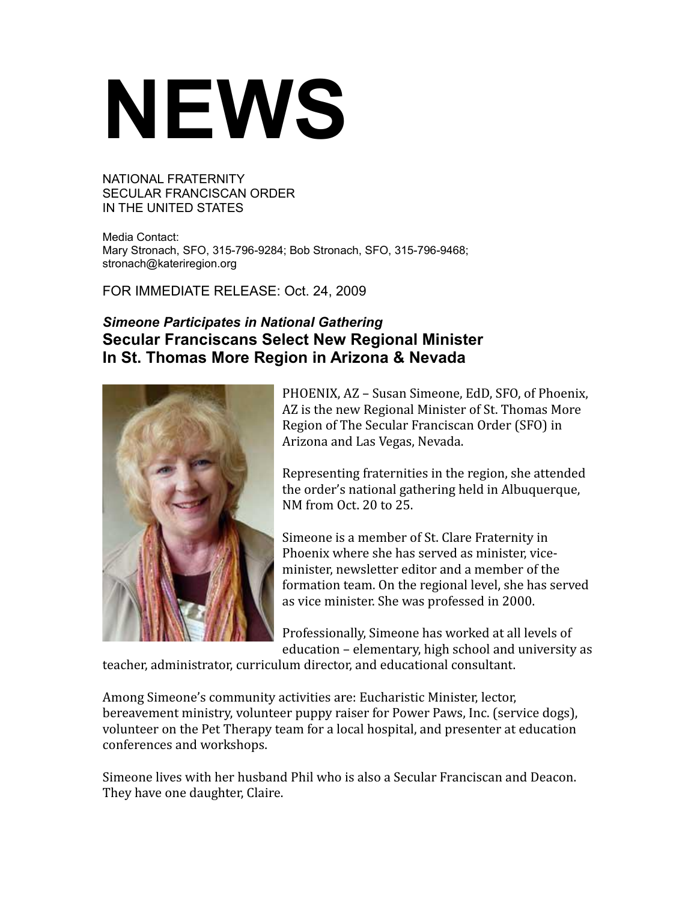# NEWS

NATIONAL FRATERNITY
SECULAR FRANCISCAN ORDER
IN THE UNITED STATES

Media Contact:
Mary Stronach, SFO, 315-796-9284; Bob Stronach, SFO, 315-796-9468;
stronach@kateriregion.org

FOR IMMEDIATE RELEASE: Oct. 24, 2009

***Simeone Participates in National Gathering***

## Secular Franciscans Select New Regional Minister In St. Thomas More Region in Arizona & Nevada

PHOENIX, AZ – Susan Simeone, EdD, SFO, of Phoenix, AZ is the new Regional Minister of St. Thomas More Region of The Secular Franciscan Order (SFO) in Arizona and Las Vegas, Nevada.

Representing fraternities in the region, she attended the order's national gathering held in Albuquerque, NM from Oct. 20 to 25.

Simeone is a member of St. Clare Fraternity in Phoenix where she has served as minister, vice-minister, newsletter editor and a member of the formation team. On the regional level, she has served as vice minister. She was professed in 2000.

Professionally, Simeone has worked at all levels of education – elementary, high school and university as teacher, administrator, curriculum director, and educational consultant.

Among Simeone's community activities are: Eucharistic Minister, lector, bereavement ministry, volunteer puppy raiser for Power Paws, Inc. (service dogs), volunteer on the Pet Therapy team for a local hospital, and presenter at education conferences and workshops.

Simeone lives with her husband Phil who is also a Secular Franciscan and Deacon. They have one daughter, Claire.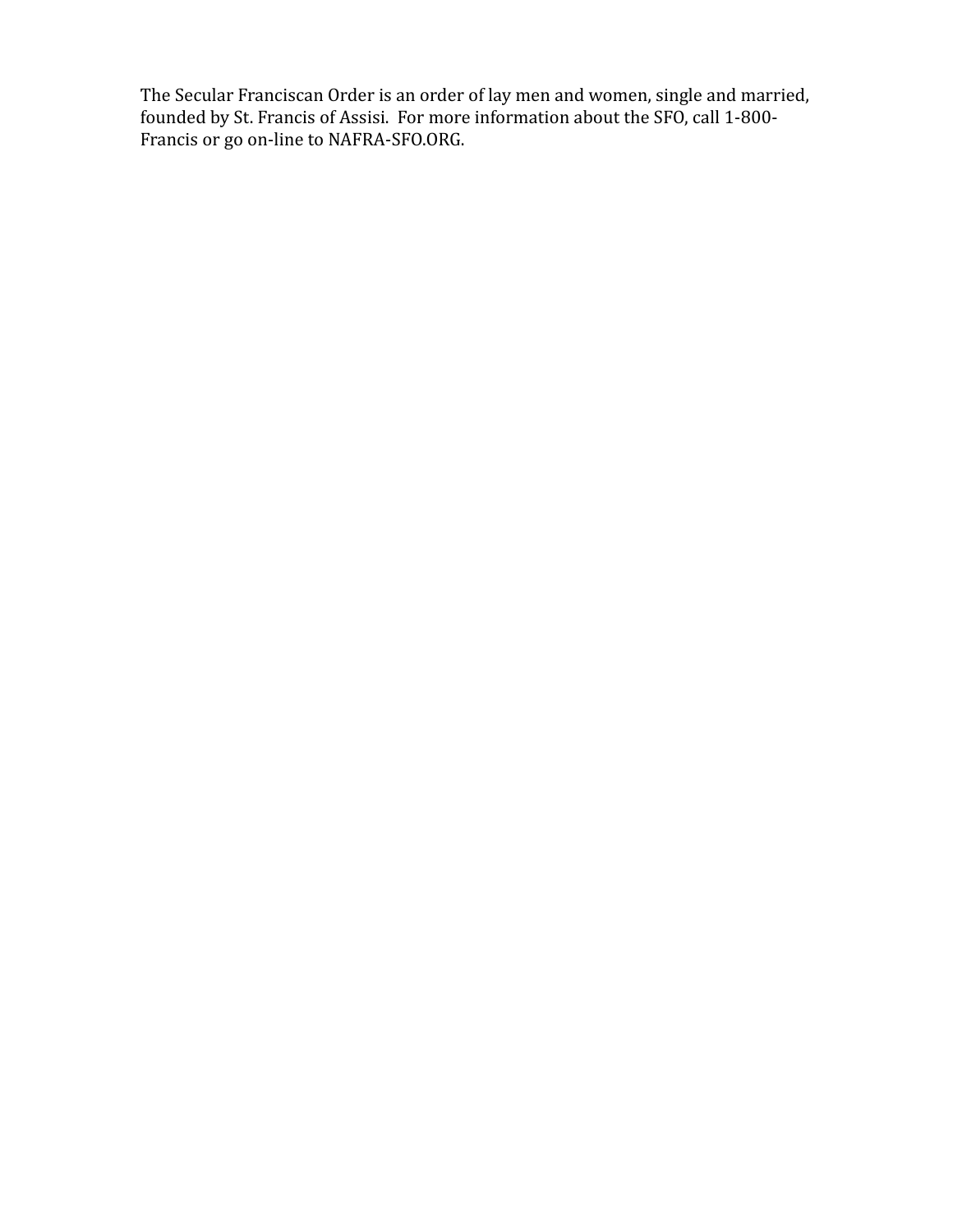The Secular Franciscan Order is an order of lay men and women, single and married, founded by St. Francis of Assisi. For more information about the SFO, call 1-800-Francis or go on-line to NAFRA-SFO.ORG.